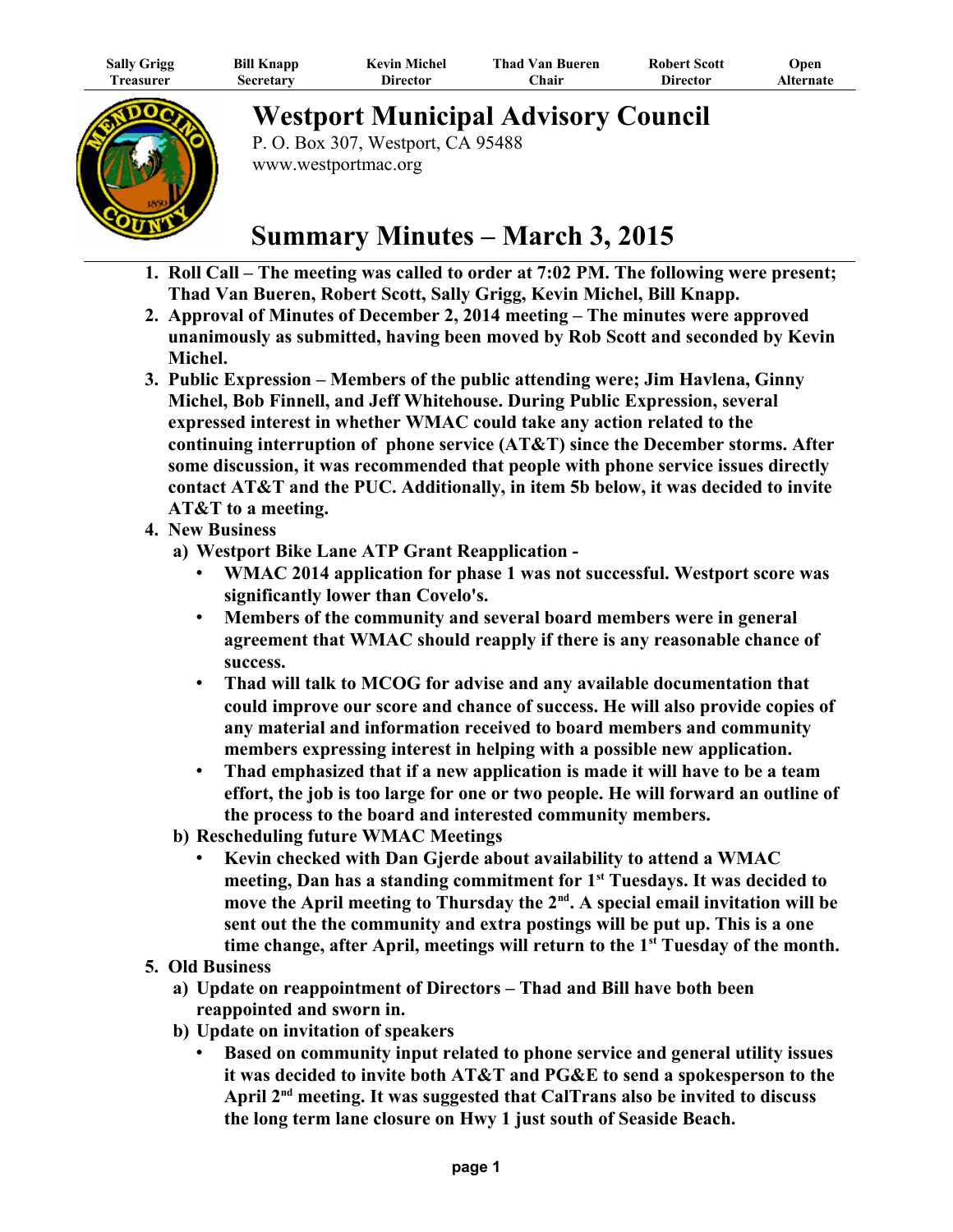| Sally Grigg | Bill Knapp | Kevin Michel | Thad Van Bueren | Robert Scott | Open |
|---|---|---|---|---|---|
| Treasurer | Secretary | Director | Chair | Director | Alternate |

# Westport Municipal Advisory Council

P. O. Box 307, Westport, CA 95488
www.westportmac.org

# Summary Minutes – March 3, 2015

1. **Roll Call – The meeting was called to order at 7:02 PM. The following were present; Thad Van Bueren, Robert Scott, Sally Grigg, Kevin Michel, Bill Knapp.**
2. **Approval of Minutes of December 2, 2014 meeting – The minutes were approved unanimously as submitted, having been moved by Rob Scott and seconded by Kevin Michel.**
3. **Public Expression – Members of the public attending were; Jim Havlena, Ginny Michel, Bob Finnell, and Jeff Whitehouse. During Public Expression, several expressed interest in whether WMAC could take any action related to the continuing interruption of phone service (AT&T) since the December storms. After some discussion, it was recommended that people with phone service issues directly contact AT&T and the PUC. Additionally, in item 5b below, it was decided to invite AT&T to a meeting.**
4. **New Business**
   a) **Westport Bike Lane ATP Grant Reapplication -**
      - **WMAC 2014 application for phase 1 was not successful. Westport score was significantly lower than Covelo's.**
      - **Members of the community and several board members were in general agreement that WMAC should reapply if there is any reasonable chance of success.**
      - **Thad will talk to MCOG for advise and any available documentation that could improve our score and chance of success. He will also provide copies of any material and information received to board members and community members expressing interest in helping with a possible new application.**
      - **Thad emphasized that if a new application is made it will have to be a team effort, the job is too large for one or two people. He will forward an outline of the process to the board and interested community members.**

   b) **Rescheduling future WMAC Meetings**
      - **Kevin checked with Dan Gjerde about availability to attend a WMAC meeting, Dan has a standing commitment for 1st Tuesdays. It was decided to move the April meeting to Thursday the 2nd. A special email invitation will be sent out the the community and extra postings will be put up. This is a one time change, after April, meetings will return to the 1st Tuesday of the month.**
5. **Old Business**
   a) **Update on reappointment of Directors – Thad and Bill have both been reappointed and sworn in.**
   b) **Update on invitation of speakers**
      - **Based on community input related to phone service and general utility issues it was decided to invite both AT&T and PG&E to send a spokesperson to the April 2nd meeting. It was suggested that CalTrans also be invited to discuss the long term lane closure on Hwy 1 just south of Seaside Beach.**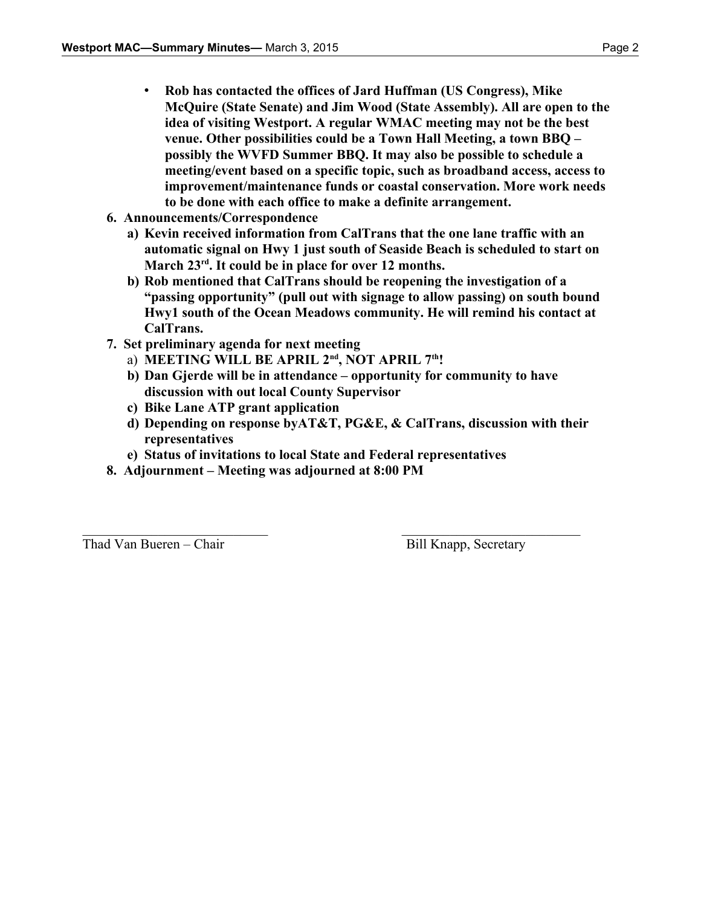- **Rob has contacted the offices of Jard Huffman (US Congress), Mike McQuire (State Senate) and Jim Wood (State Assembly). All are open to the idea of visiting Westport. A regular WMAC meeting may not be the best venue. Other possibilities could be a Town Hall Meeting, a town BBQ – possibly the WVFD Summer BBQ. It may also be possible to schedule a meeting/event based on a specific topic, such as broadband access, access to improvement/maintenance funds or coastal conservation. More work needs to be done with each office to make a definite arrangement.**

6. **Announcements/Correspondence**
   a) **Kevin received information from CalTrans that the one lane traffic with an automatic signal on Hwy 1 just south of Seaside Beach is scheduled to start on March 23rd. It could be in place for over 12 months.**
   b) **Rob mentioned that CalTrans should be reopening the investigation of a "passing opportunity" (pull out with signage to allow passing) on south bound Hwy1 south of the Ocean Meadows community. He will remind his contact at CalTrans.**
7. **Set preliminary agenda for next meeting**
   a) **MEETING WILL BE APRIL 2nd, NOT APRIL 7th!**
   b) **Dan Gjerde will be in attendance – opportunity for community to have discussion with out local County Supervisor**
   c) **Bike Lane ATP grant application**
   d) **Depending on response byAT&T, PG&E, & CalTrans, discussion with their representatives**
   e) **Status of invitations to local State and Federal representatives**
8. **Adjournment – Meeting was adjourned at 8:00 PM**

\_\_\_\_\_\_\_\_\_\_\_\_\_\_\_\_\_\_\_\_\_\_\_\_\_\_\_\_
Thad Van Bueren – Chair

\_\_\_\_\_\_\_\_\_\_\_\_\_\_\_\_\_\_\_\_\_\_\_\_\_\_\_\_
Bill Knapp, Secretary